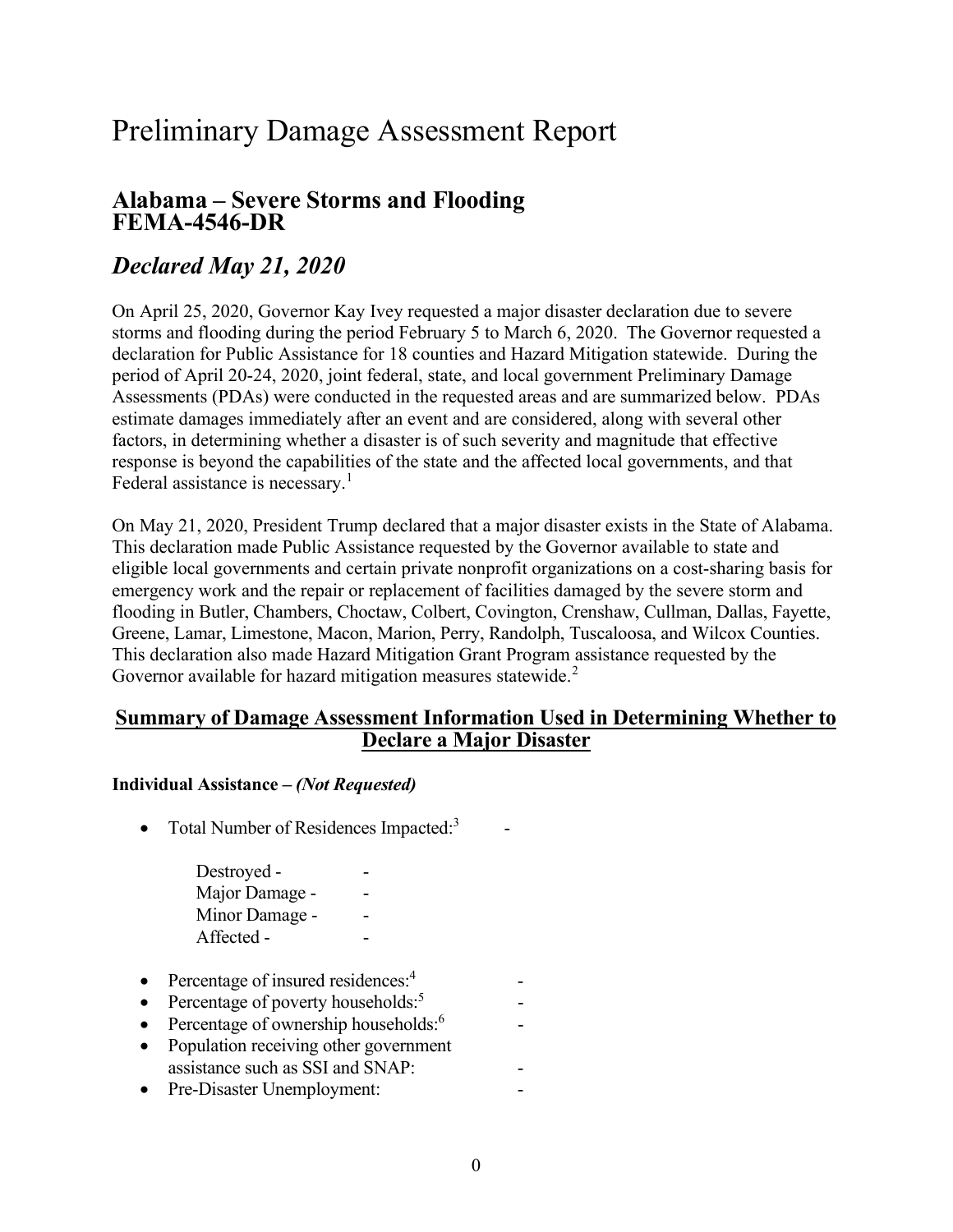# Preliminary Damage Assessment Report

## Alabama – Severe Storms and Flooding FEMA-4546-DR

## *Declared May 21, 2020*

On April 25, 2020, Governor Kay Ivey requested a major disaster declaration due to severe storms and flooding during the period February 5 to March 6, 2020. The Governor requested a declaration for Public Assistance for 18 counties and Hazard Mitigation statewide. During the period of April 20-24, 2020, joint federal, state, and local government Preliminary Damage Assessments (PDAs) were conducted in the requested areas and are summarized below. PDAs estimate damages immediately after an event and are considered, along with several other factors, in determining whether a disaster is of such severity and magnitude that effective response is beyond the capabilities of the state and the affected local governments, and that Federal assistance is necessary.[1]

On May 21, 2020, President Trump declared that a major disaster exists in the State of Alabama. This declaration made Public Assistance requested by the Governor available to state and eligible local governments and certain private nonprofit organizations on a cost-sharing basis for emergency work and the repair or replacement of facilities damaged by the severe storm and flooding in Butler, Chambers, Choctaw, Colbert, Covington, Crenshaw, Cullman, Dallas, Fayette, Greene, Lamar, Limestone, Macon, Marion, Perry, Randolph, Tuscaloosa, and Wilcox Counties. This declaration also made Hazard Mitigation Grant Program assistance requested by the Governor available for hazard mitigation measures statewide.[2]

### Summary of Damage Assessment Information Used in Determining Whether to Declare a Major Disaster

**Individual Assistance – *(Not Requested)***

- Total Number of Residences Impacted:[3] -

  Destroyed - -
  Major Damage - -
  Minor Damage - -
  Affected - -

- Percentage of insured residences:[4] -
- Percentage of poverty households:[5] -
- Percentage of ownership households:[6] -
- Population receiving other government assistance such as SSI and SNAP: -
- Pre-Disaster Unemployment: -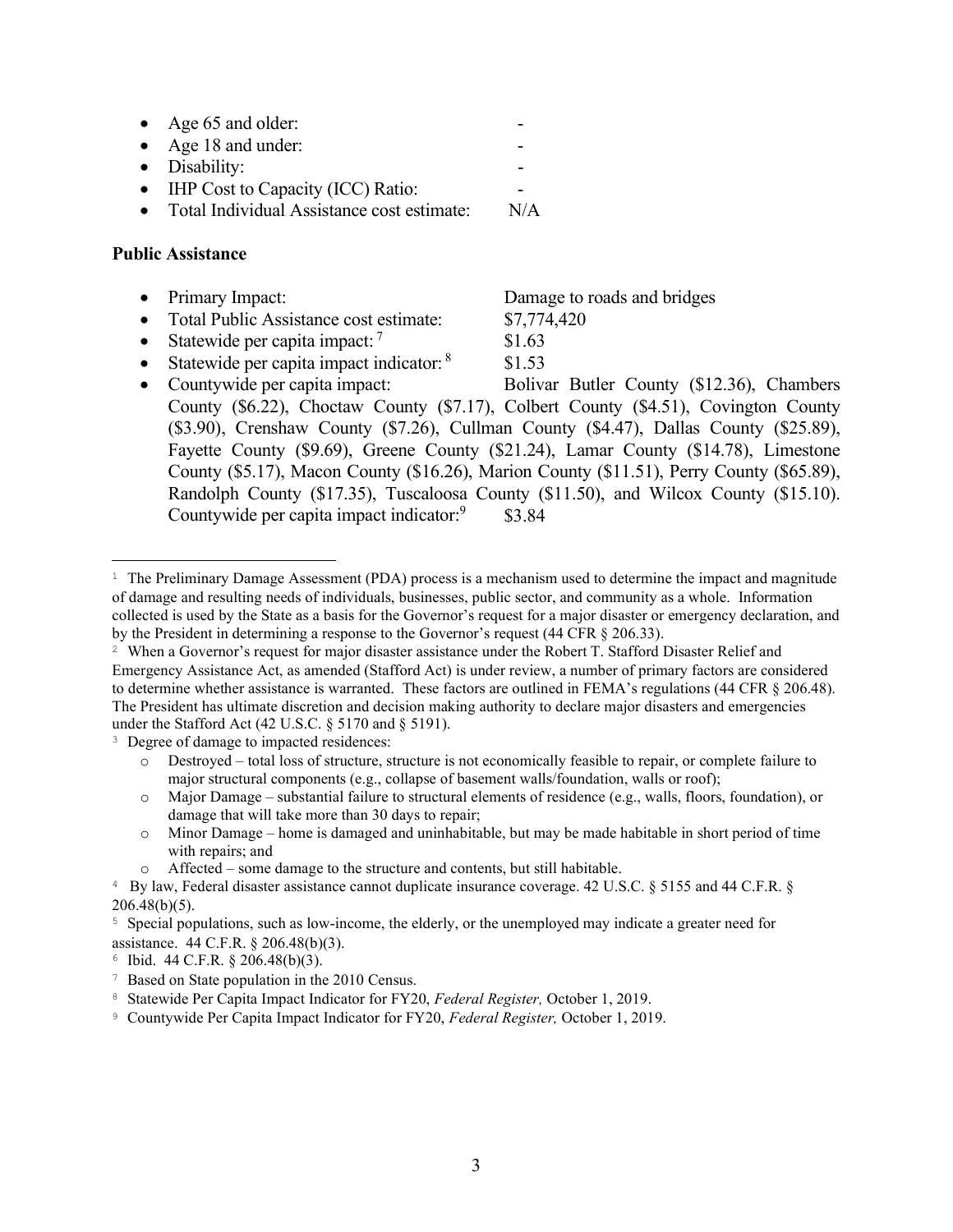- Age 65 and older: -
- Age 18 and under: -
- Disability: -
- IHP Cost to Capacity (ICC) Ratio: -
- Total Individual Assistance cost estimate: N/A

**Public Assistance**

- Primary Impact: Damage to roads and bridges
- Total Public Assistance cost estimate: $7,774,420
- Statewide per capita impact:[7] $1.63
- Statewide per capita impact indicator:[8] $1.53
- Countywide per capita impact: Bolivar Butler County ($12.36), Chambers County ($6.22), Choctaw County ($7.17), Colbert County ($4.51), Covington County ($3.90), Crenshaw County ($7.26), Cullman County ($4.47), Dallas County ($25.89), Fayette County ($9.69), Greene County ($21.24), Lamar County ($14.78), Limestone County ($5.17), Macon County ($16.26), Marion County ($11.51), Perry County ($65.89), Randolph County ($17.35), Tuscaloosa County ($11.50), and Wilcox County ($15.10). Countywide per capita impact indicator:[9] $3.84

---

[1] The Preliminary Damage Assessment (PDA) process is a mechanism used to determine the impact and magnitude of damage and resulting needs of individuals, businesses, public sector, and community as a whole. Information collected is used by the State as a basis for the Governor's request for a major disaster or emergency declaration, and by the President in determining a response to the Governor's request (44 CFR § 206.33).

[2] When a Governor's request for major disaster assistance under the Robert T. Stafford Disaster Relief and Emergency Assistance Act, as amended (Stafford Act) is under review, a number of primary factors are considered to determine whether assistance is warranted. These factors are outlined in FEMA's regulations (44 CFR § 206.48). The President has ultimate discretion and decision making authority to declare major disasters and emergencies under the Stafford Act (42 U.S.C. § 5170 and § 5191).

[3] Degree of damage to impacted residences:

- Destroyed – total loss of structure, structure is not economically feasible to repair, or complete failure to major structural components (e.g., collapse of basement walls/foundation, walls or roof);
- Major Damage – substantial failure to structural elements of residence (e.g., walls, floors, foundation), or damage that will take more than 30 days to repair;
- Minor Damage – home is damaged and uninhabitable, but may be made habitable in short period of time with repairs; and
- Affected – some damage to the structure and contents, but still habitable.

[4] By law, Federal disaster assistance cannot duplicate insurance coverage. 42 U.S.C. § 5155 and 44 C.F.R. § 206.48(b)(5).

[5] Special populations, such as low-income, the elderly, or the unemployed may indicate a greater need for assistance. 44 C.F.R. § 206.48(b)(3).

[6] Ibid. 44 C.F.R. § 206.48(b)(3).

[7] Based on State population in the 2010 Census.

[8] Statewide Per Capita Impact Indicator for FY20, *Federal Register,* October 1, 2019.

[9] Countywide Per Capita Impact Indicator for FY20, *Federal Register,* October 1, 2019.